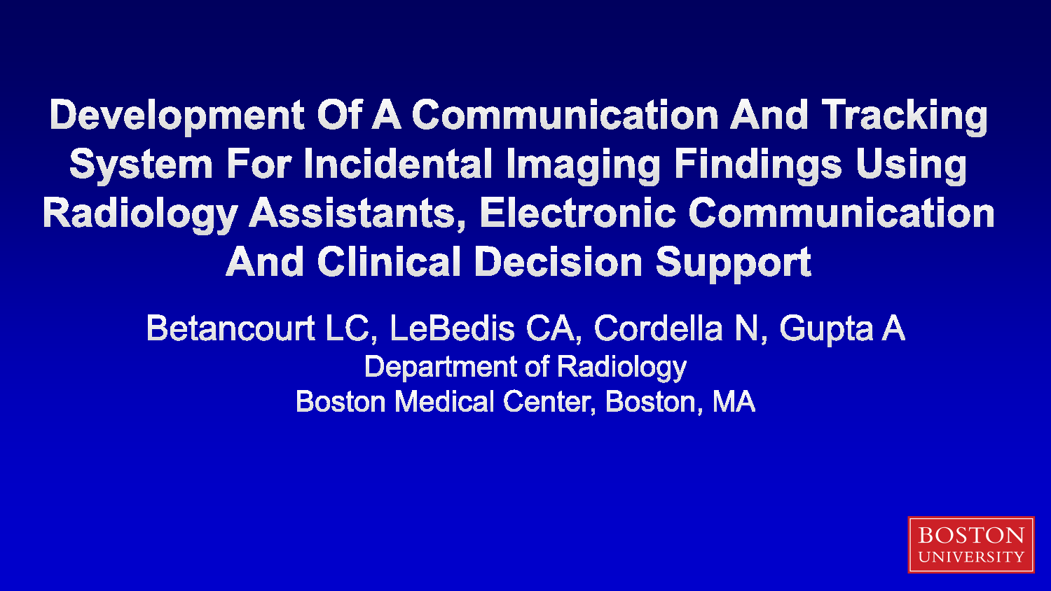# Development Of A Communication And Tracking System For Incidental Imaging Findings Using Radiology Assistants, Electronic Communication And Clinical Decision Support

Betancourt LC, LeBedis CA, Cordella N, Gupta A

Department of Radiology

Boston Medical Center, Boston, MA

BOSTON UNIVERSITY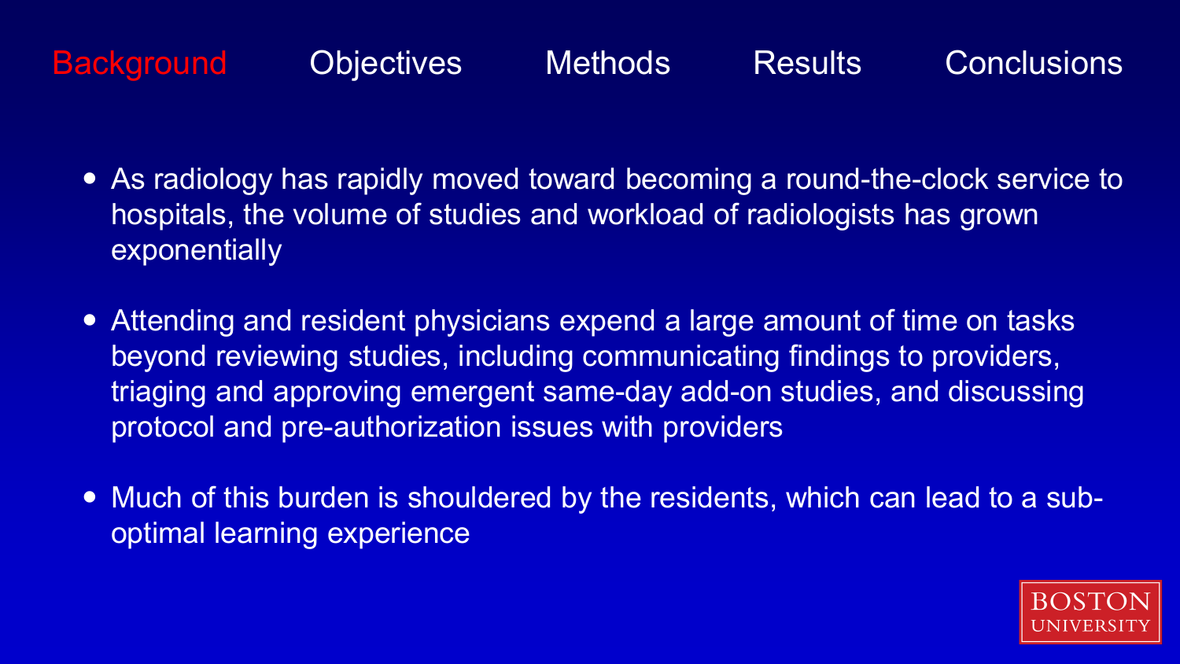Background | Objectives | Methods | Results | Conclusions

- As radiology has rapidly moved toward becoming a round-the-clock service to hospitals, the volume of studies and workload of radiologists has grown exponentially
- Attending and resident physicians expend a large amount of time on tasks beyond reviewing studies, including communicating findings to providers, triaging and approving emergent same-day add-on studies, and discussing protocol and pre-authorization issues with providers
- Much of this burden is shouldered by the residents, which can lead to a sub-optimal learning experience

BOSTON UNIVERSITY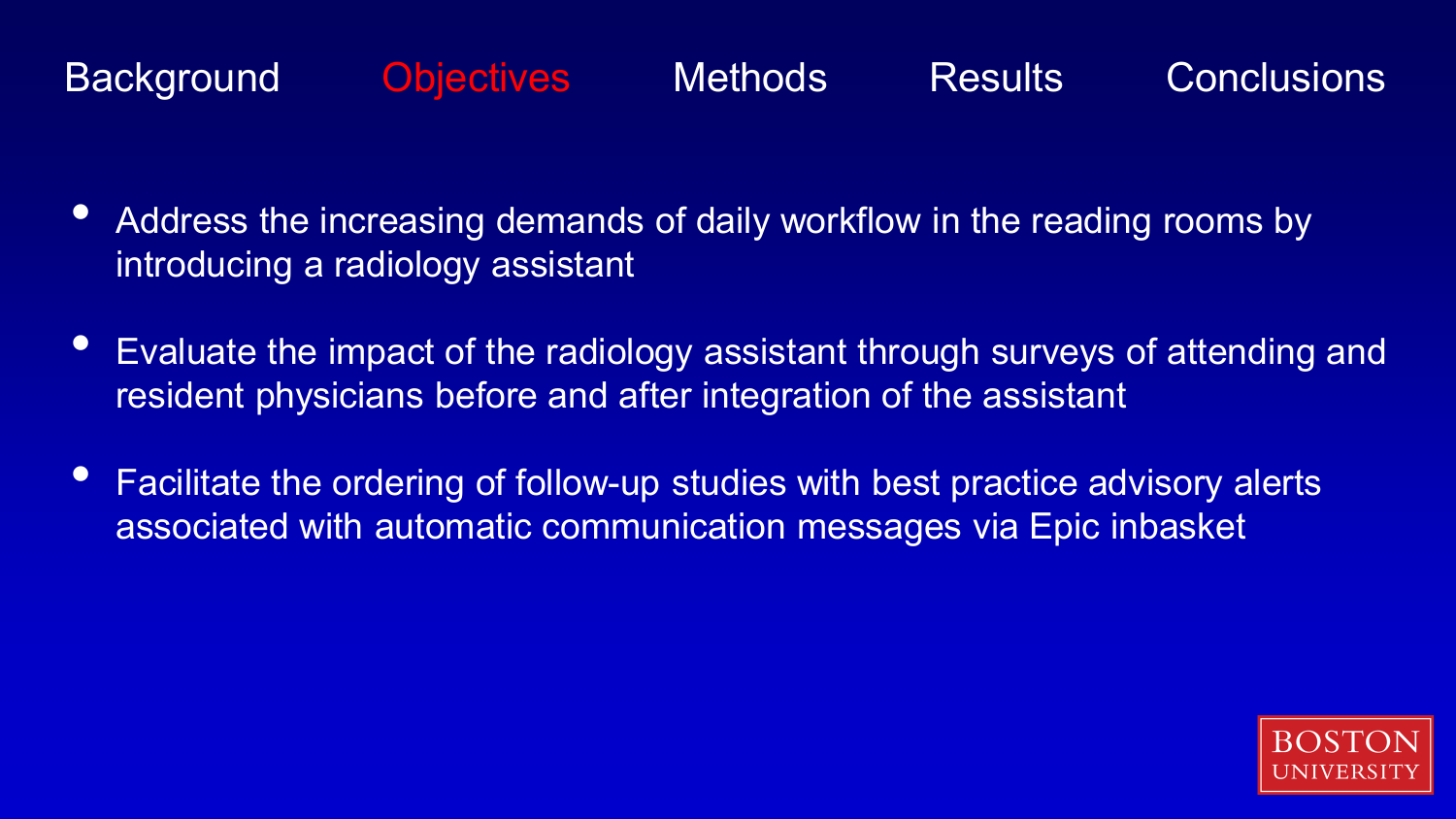Background Objectives Methods Results Conclusions

- Address the increasing demands of daily workflow in the reading rooms by introducing a radiology assistant
- Evaluate the impact of the radiology assistant through surveys of attending and resident physicians before and after integration of the assistant
- Facilitate the ordering of follow-up studies with best practice advisory alerts associated with automatic communication messages via Epic inbasket

BOSTON UNIVERSITY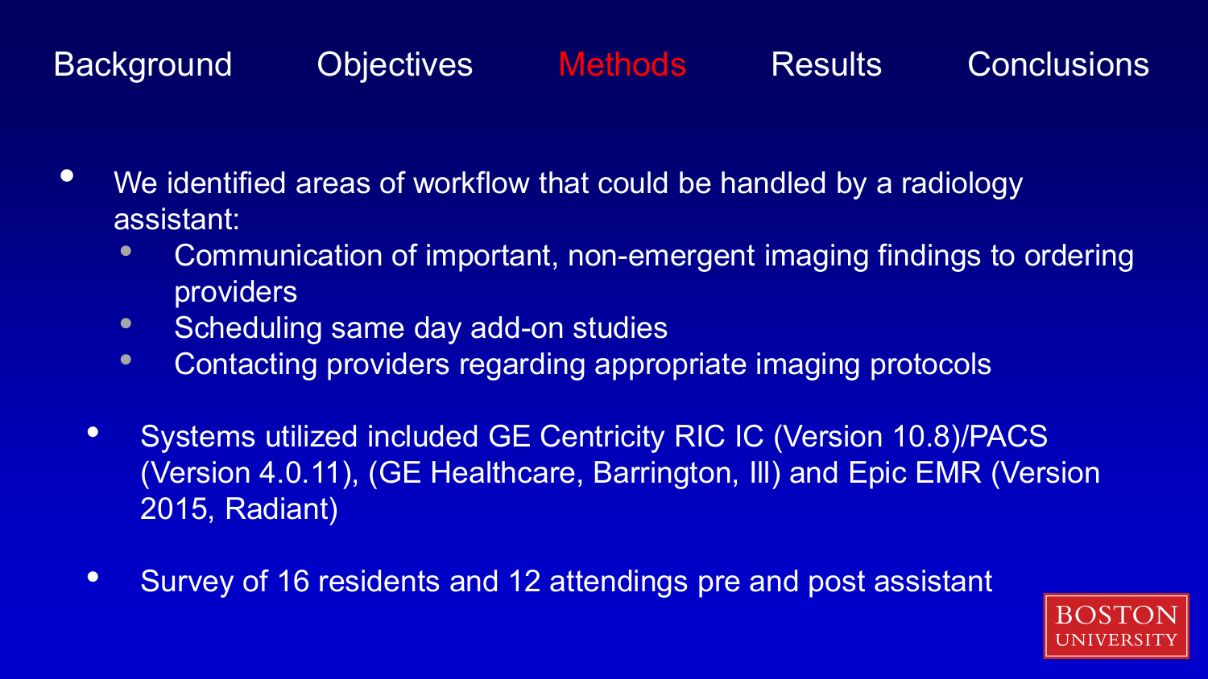Background | Objectives | **Methods** | Results | Conclusions

- We identified areas of workflow that could be handled by a radiology assistant:
  - Communication of important, non-emergent imaging findings to ordering providers
  - Scheduling same day add-on studies
  - Contacting providers regarding appropriate imaging protocols

- Systems utilized included GE Centricity RIC IC (Version 10.8)/PACS (Version 4.0.11), (GE Healthcare, Barrington, Ill) and Epic EMR (Version 2015, Radiant)

- Survey of 16 residents and 12 attendings pre and post assistant

BOSTON UNIVERSITY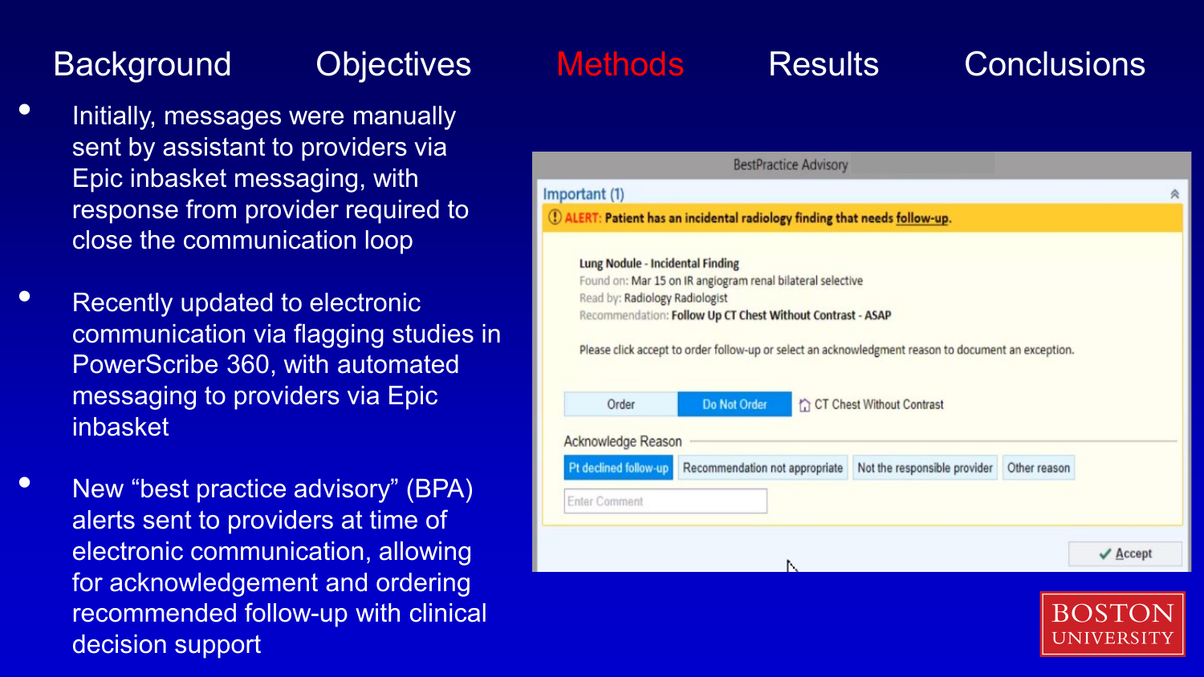Background | Objectives | **Methods** | Results | Conclusions

- Initially, messages were manually sent by assistant to providers via Epic inbasket messaging, with response from provider required to close the communication loop
- Recently updated to electronic communication via flagging studies in PowerScribe 360, with automated messaging to providers via Epic inbasket
- New "best practice advisory" (BPA) alerts sent to providers at time of electronic communication, allowing for acknowledgement and ordering recommended follow-up with clinical decision support

BestPractice Advisory

Important (1)

ALERT: Patient has an incidental radiology finding that needs follow-up.

**Lung Nodule - Incidental Finding**
Found on: Mar 15 on IR angiogram renal bilateral selective
Read by: Radiology Radiologist
Recommendation: **Follow Up CT Chest Without Contrast - ASAP**

Please click accept to order follow-up or select an acknowledgment reason to document an exception.

Order | Do Not Order | CT Chest Without Contrast

Acknowledge Reason

Pt declined follow-up | Recommendation not appropriate | Not the responsible provider | Other reason

Enter Comment

Accept

BOSTON UNIVERSITY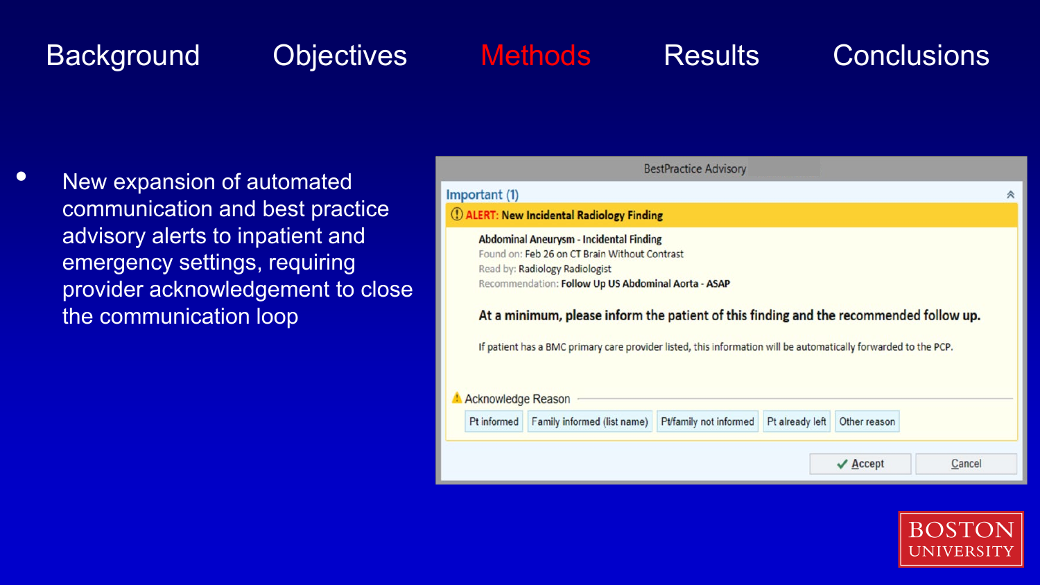Background | Objectives | **Methods** | Results | Conclusions

- New expansion of automated communication and best practice advisory alerts to inpatient and emergency settings, requiring provider acknowledgement to close the communication loop

BestPractice Advisory

Important (1)

ALERT: New Incidental Radiology Finding

Abdominal Aneurysm - Incidental Finding
Found on: Feb 26 on CT Brain Without Contrast
Read by: Radiology Radiologist
Recommendation: **Follow Up US Abdominal Aorta - ASAP**

**At a minimum, please inform the patient of this finding and the recommended follow up.**

If patient has a BMC primary care provider listed, this information will be automatically forwarded to the PCP.

Acknowledge Reason

Pt informed | Family informed (list name) | Pt/family not informed | Pt already left | Other reason

Accept | Cancel

BOSTON UNIVERSITY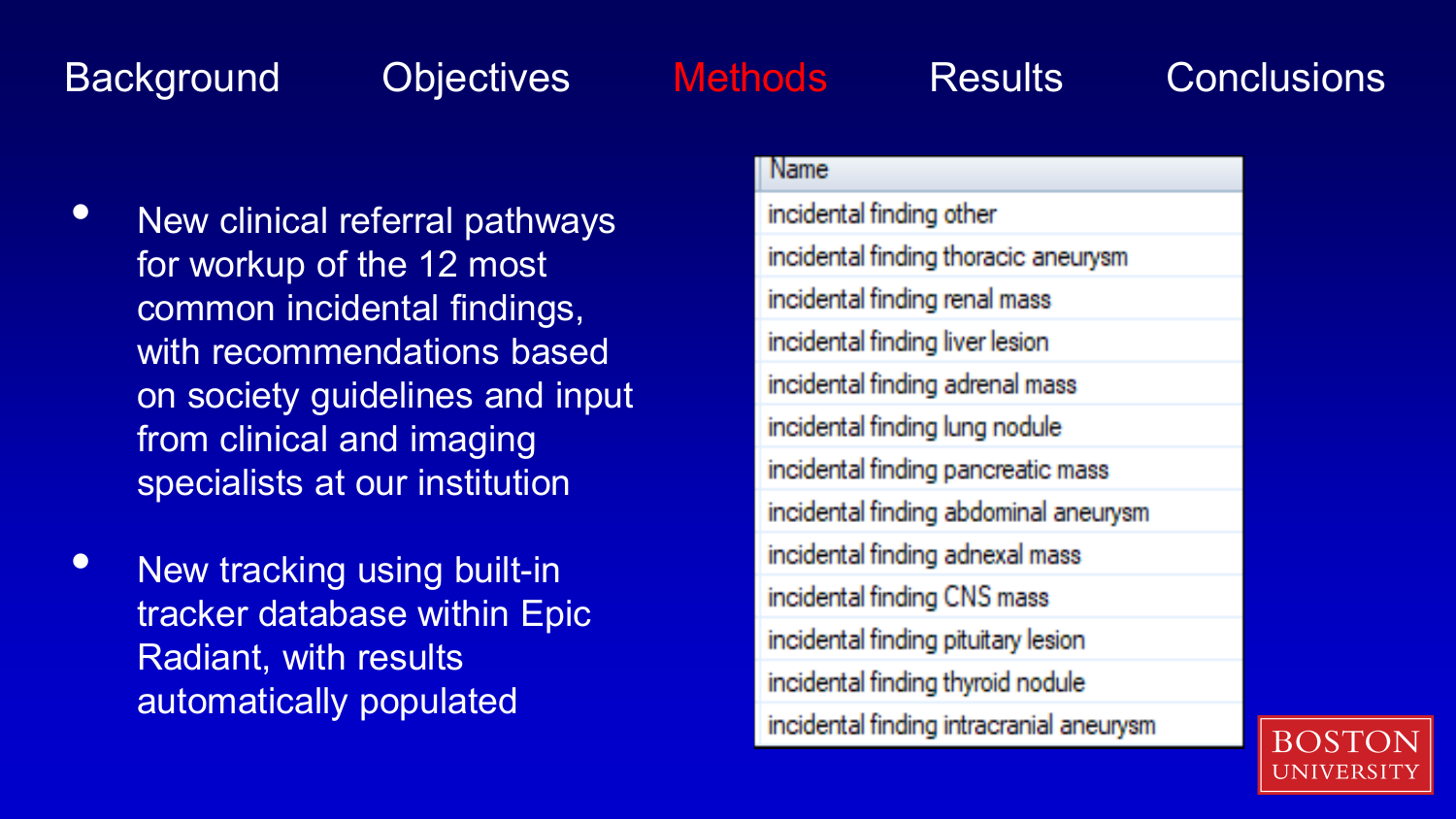Background Objectives **Methods** Results Conclusions

- New clinical referral pathways for workup of the 12 most common incidental findings, with recommendations based on society guidelines and input from clinical and imaging specialists at our institution
- New tracking using built-in tracker database within Epic Radiant, with results automatically populated

| Name |
| --- |
| incidental finding other |
| incidental finding thoracic aneurysm |
| incidental finding renal mass |
| incidental finding liver lesion |
| incidental finding adrenal mass |
| incidental finding lung nodule |
| incidental finding pancreatic mass |
| incidental finding abdominal aneurysm |
| incidental finding adnexal mass |
| incidental finding CNS mass |
| incidental finding pituitary lesion |
| incidental finding thyroid nodule |
| incidental finding intracranial aneurysm |

BOSTON UNIVERSITY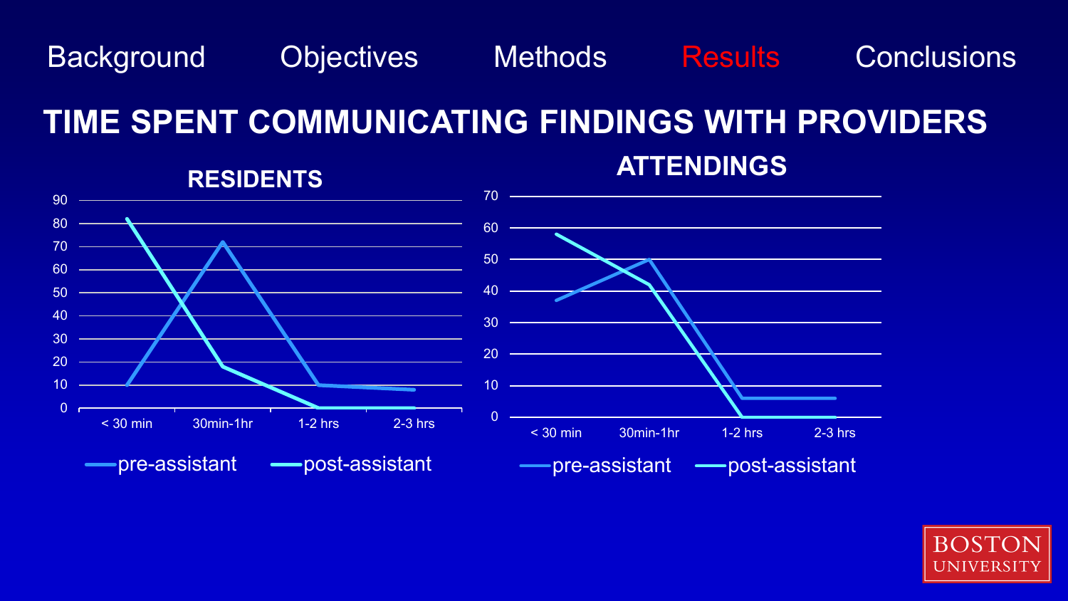Background Objectives Methods **Results** Conclusions

# TIME SPENT COMMUNICATING FINDINGS WITH PROVIDERS

## RESIDENTS

| | < 30 min | 30min-1hr | 1-2 hrs | 2-3 hrs |
|---|---|---|---|---|
| pre-assistant | 10 | 72 | 10 | 8 |
| post-assistant | 82 | 18 | 0 | 0 |

## ATTENDINGS

| | < 30 min | 30min-1hr | 1-2 hrs | 2-3 hrs |
|---|---|---|---|---|
| pre-assistant | 37 | 50 | 6 | 6 |
| post-assistant | 58 | 42 | 0 | 0 |

BOSTON UNIVERSITY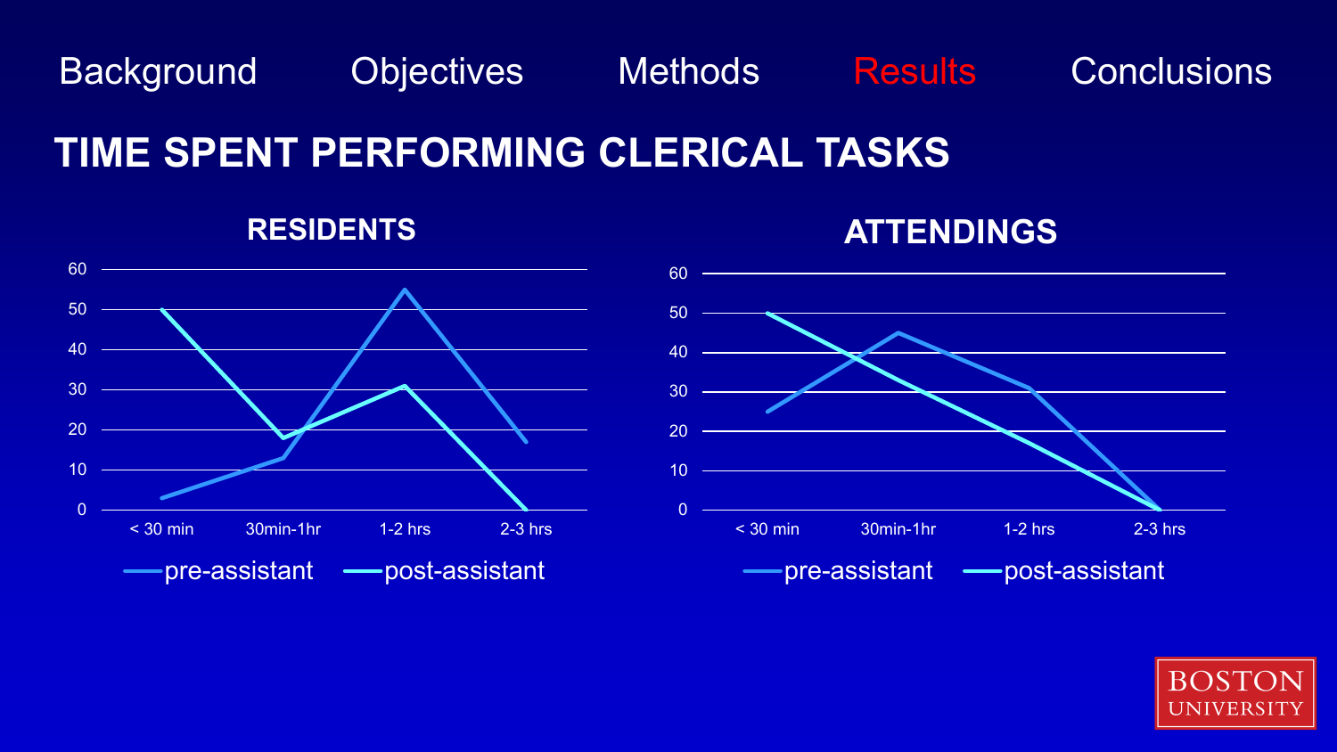Background Objectives Methods **Results** Conclusions

# TIME SPENT PERFORMING CLERICAL TASKS

## RESIDENTS

| | < 30 min | 30min-1hr | 1-2 hrs | 2-3 hrs |
|---|---|---|---|---|
| pre-assistant | 3 | 13 | 55 | 17 |
| post-assistant | 50 | 18 | 31 | 0 |

## ATTENDINGS

| | < 30 min | 30min-1hr | 1-2 hrs | 2-3 hrs |
|---|---|---|---|---|
| pre-assistant | 25 | 45 | 31 | 0 |
| post-assistant | 50 | 33 | 17 | 0 |

BOSTON UNIVERSITY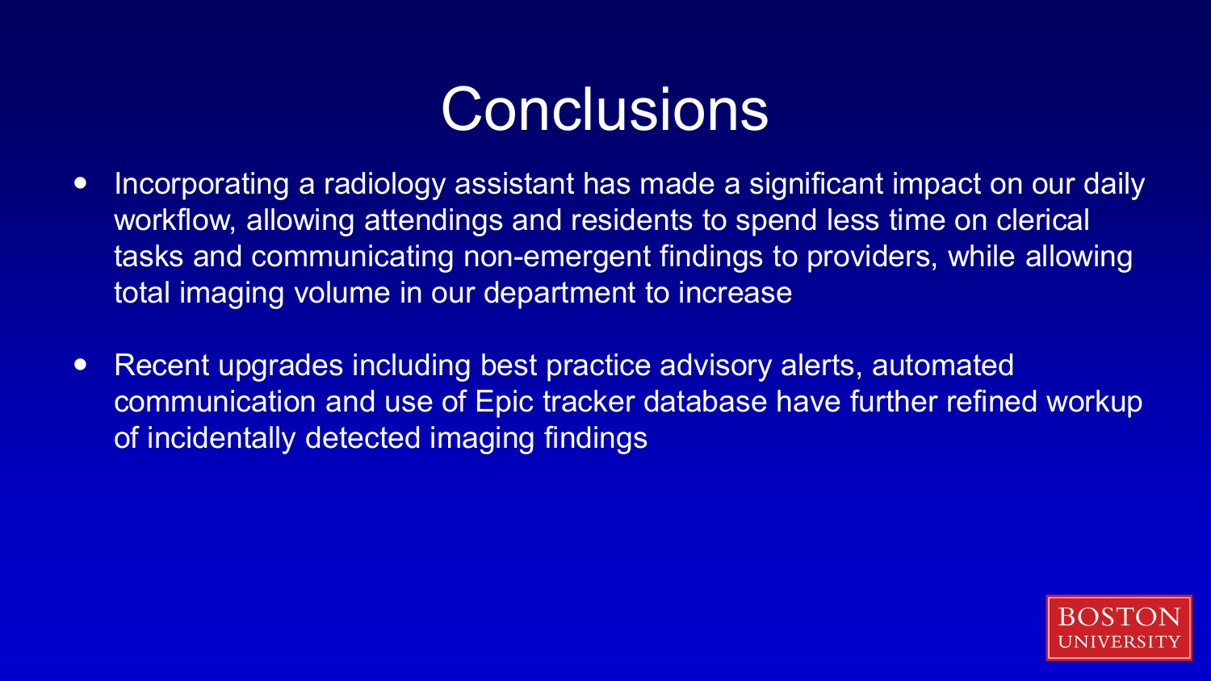# Conclusions

- Incorporating a radiology assistant has made a significant impact on our daily workflow, allowing attendings and residents to spend less time on clerical tasks and communicating non-emergent findings to providers, while allowing total imaging volume in our department to increase

- Recent upgrades including best practice advisory alerts, automated communication and use of Epic tracker database have further refined workup of incidentally detected imaging findings

BOSTON UNIVERSITY